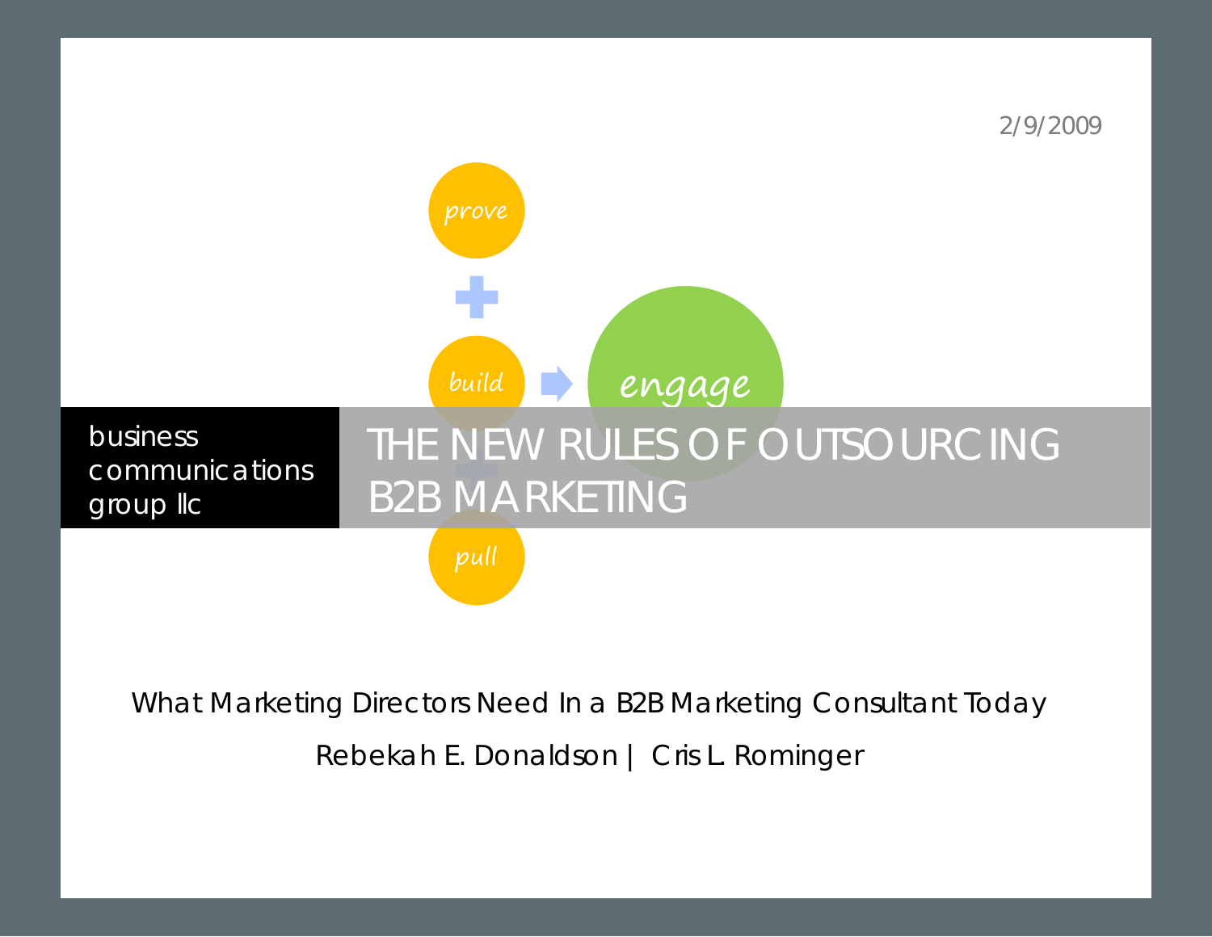2/9/2009

prove

build

engage

pull

business communications group llc

# THE NEW RULES OF OUTSOURCING B2B MARKETING

What Marketing Directors Need In a B2B Marketing Consultant Today

Rebekah E. Donaldson | Cris L. Rominger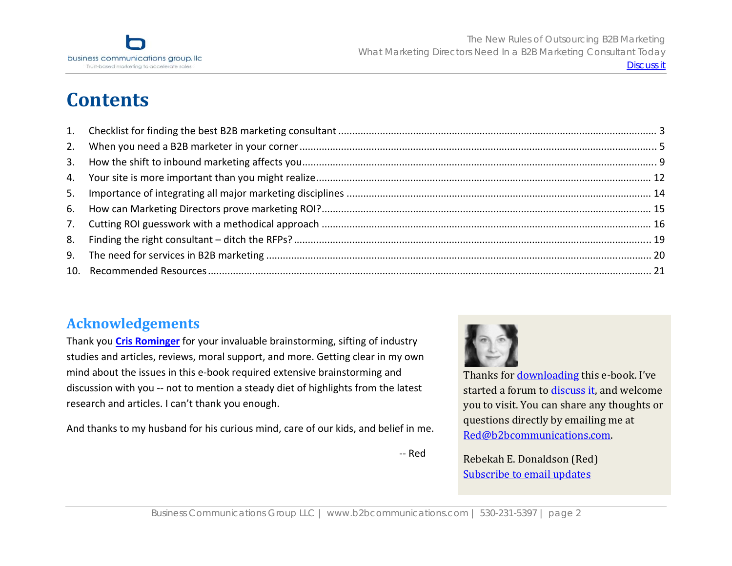# Contents

1. Checklist for finding the best B2B marketing consultant ........ 3
2. When you need a B2B marketer in your corner ........ 5
3. How the shift to inbound marketing affects you ........ 9
4. Your site is more important than you might realize ........ 12
5. Importance of integrating all major marketing disciplines ........ 14
6. How can Marketing Directors prove marketing ROI? ........ 15
7. Cutting ROI guesswork with a methodical approach ........ 16
8. Finding the right consultant – ditch the RFPs? ........ 19
9. The need for services in B2B marketing ........ 20
10. Recommended Resources ........ 21

## Acknowledgements

Thank you **Cris Rominger** for your invaluable brainstorming, sifting of industry studies and articles, reviews, moral support, and more. Getting clear in my own mind about the issues in this e-book required extensive brainstorming and discussion with you -- not to mention a steady diet of highlights from the latest research and articles. I can't thank you enough.

And thanks to my husband for his curious mind, care of our kids, and belief in me.

-- Red

Thanks for downloading this e-book. I've started a forum to discuss it, and welcome you to visit. You can share any thoughts or questions directly by emailing me at Red@b2bcommunications.com.

Rebekah E. Donaldson (Red)
Subscribe to email updates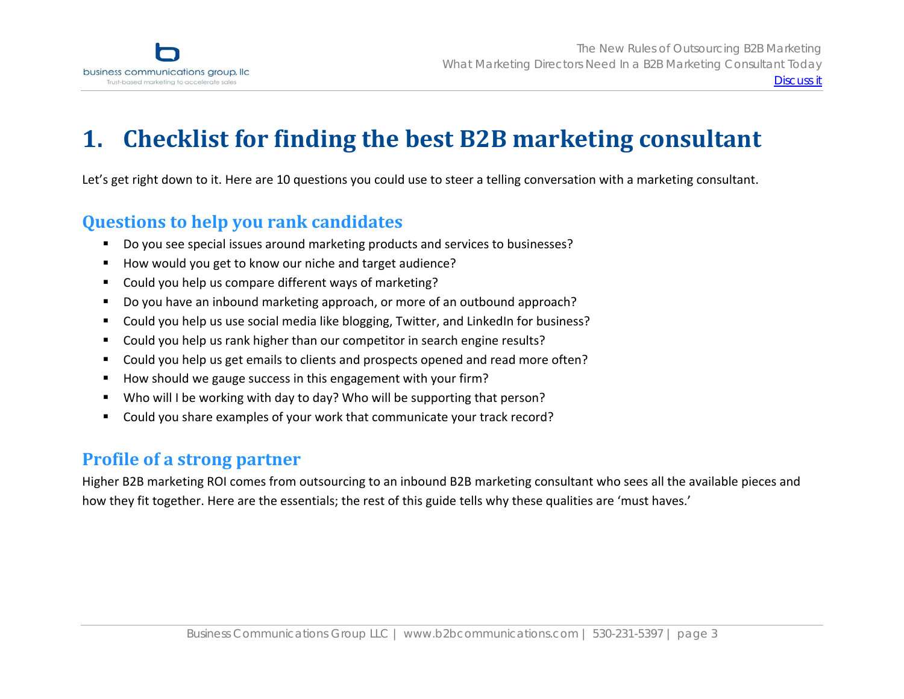# 1. Checklist for finding the best B2B marketing consultant

Let's get right down to it. Here are 10 questions you could use to steer a telling conversation with a marketing consultant.

## Questions to help you rank candidates

- Do you see special issues around marketing products and services to businesses?
- How would you get to know our niche and target audience?
- Could you help us compare different ways of marketing?
- Do you have an inbound marketing approach, or more of an outbound approach?
- Could you help us use social media like blogging, Twitter, and LinkedIn for business?
- Could you help us rank higher than our competitor in search engine results?
- Could you help us get emails to clients and prospects opened and read more often?
- How should we gauge success in this engagement with your firm?
- Who will I be working with day to day? Who will be supporting that person?
- Could you share examples of your work that communicate your track record?

## Profile of a strong partner

Higher B2B marketing ROI comes from outsourcing to an inbound B2B marketing consultant who sees all the available pieces and how they fit together. Here are the essentials; the rest of this guide tells why these qualities are 'must haves.'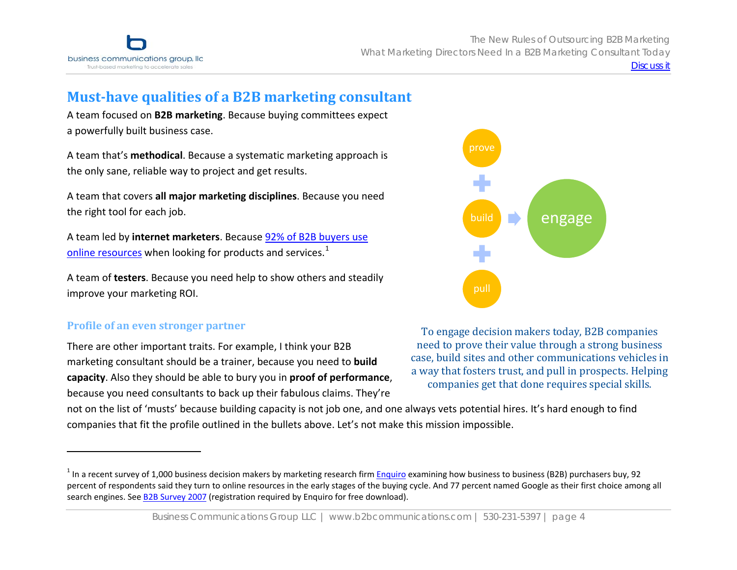## Must-have qualities of a B2B marketing consultant

A team focused on **B2B marketing**. Because buying committees expect a powerfully built business case.

A team that's **methodical**. Because a systematic marketing approach is the only sane, reliable way to project and get results.

A team that covers **all major marketing disciplines**. Because you need the right tool for each job.

A team led by **internet marketers**. Because 92% of B2B buyers use online resources when looking for products and services.[1]

A team of **testers**. Because you need help to show others and steadily improve your marketing ROI.

prove + build + pull → engage

To engage decision makers today, B2B companies need to prove their value through a strong business case, build sites and other communications vehicles in a way that fosters trust, and pull in prospects. Helping companies get that done requires special skills.

### Profile of an even stronger partner

There are other important traits. For example, I think your B2B marketing consultant should be a trainer, because you need to **build capacity**. Also they should be able to bury you in **proof of performance**, because you need consultants to back up their fabulous claims. They're not on the list of 'musts' because building capacity is not job one, and one always vets potential hires. It's hard enough to find companies that fit the profile outlined in the bullets above. Let's not make this mission impossible.

---

[1] In a recent survey of 1,000 business decision makers by marketing research firm Enquiro examining how business to business (B2B) purchasers buy, 92 percent of respondents said they turn to online resources in the early stages of the buying cycle. And 77 percent named Google as their first choice among all search engines. See B2B Survey 2007 (registration required by Enquiro for free download).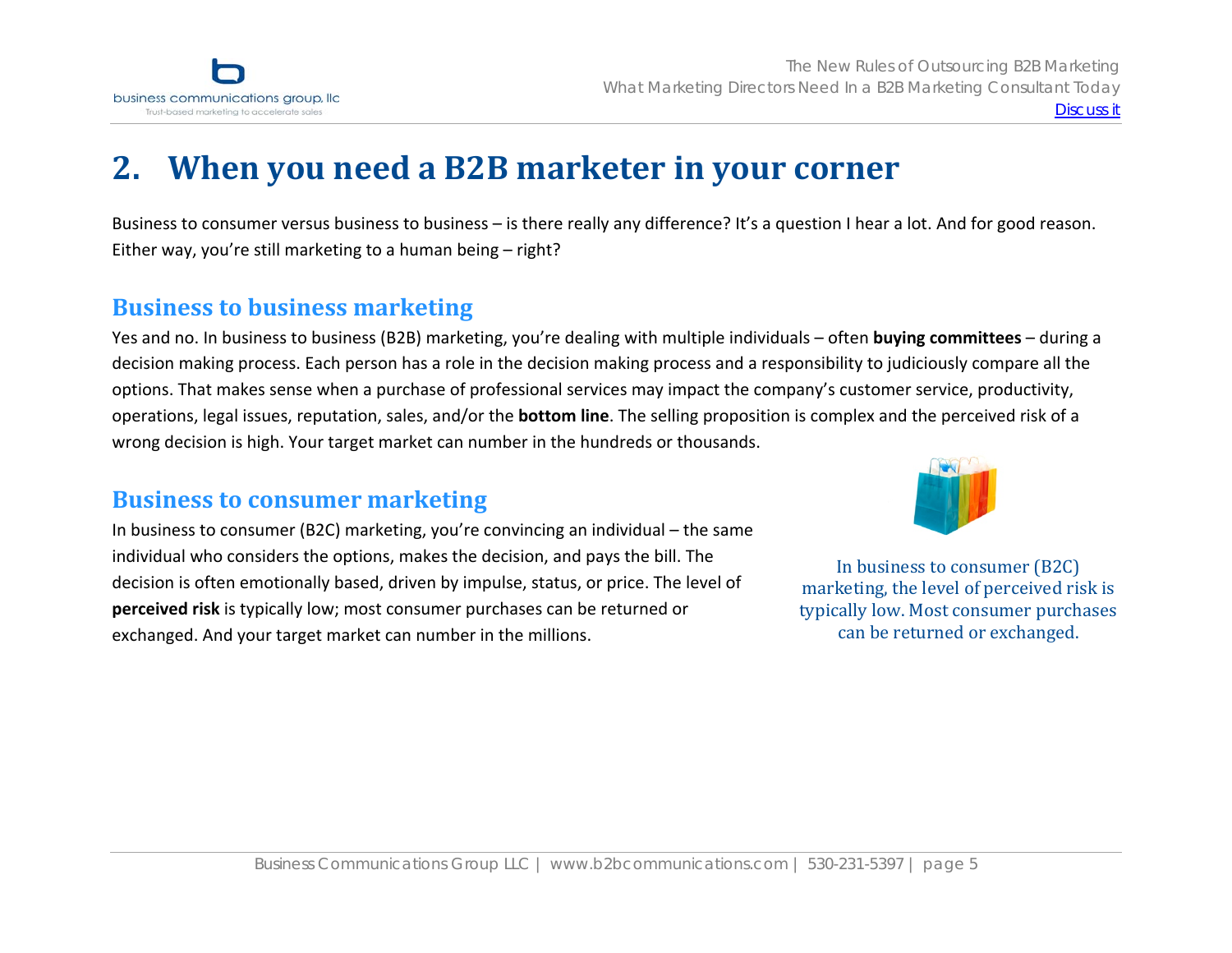# 2. When you need a B2B marketer in your corner

Business to consumer versus business to business – is there really any difference? It's a question I hear a lot. And for good reason. Either way, you're still marketing to a human being – right?

## Business to business marketing

Yes and no. In business to business (B2B) marketing, you're dealing with multiple individuals – often **buying committees** – during a decision making process. Each person has a role in the decision making process and a responsibility to judiciously compare all the options. That makes sense when a purchase of professional services may impact the company's customer service, productivity, operations, legal issues, reputation, sales, and/or the **bottom line**. The selling proposition is complex and the perceived risk of a wrong decision is high. Your target market can number in the hundreds or thousands.

## Business to consumer marketing

In business to consumer (B2C) marketing, you're convincing an individual – the same individual who considers the options, makes the decision, and pays the bill. The decision is often emotionally based, driven by impulse, status, or price. The level of **perceived risk** is typically low; most consumer purchases can be returned or exchanged. And your target market can number in the millions.

In business to consumer (B2C) marketing, the level of perceived risk is typically low. Most consumer purchases can be returned or exchanged.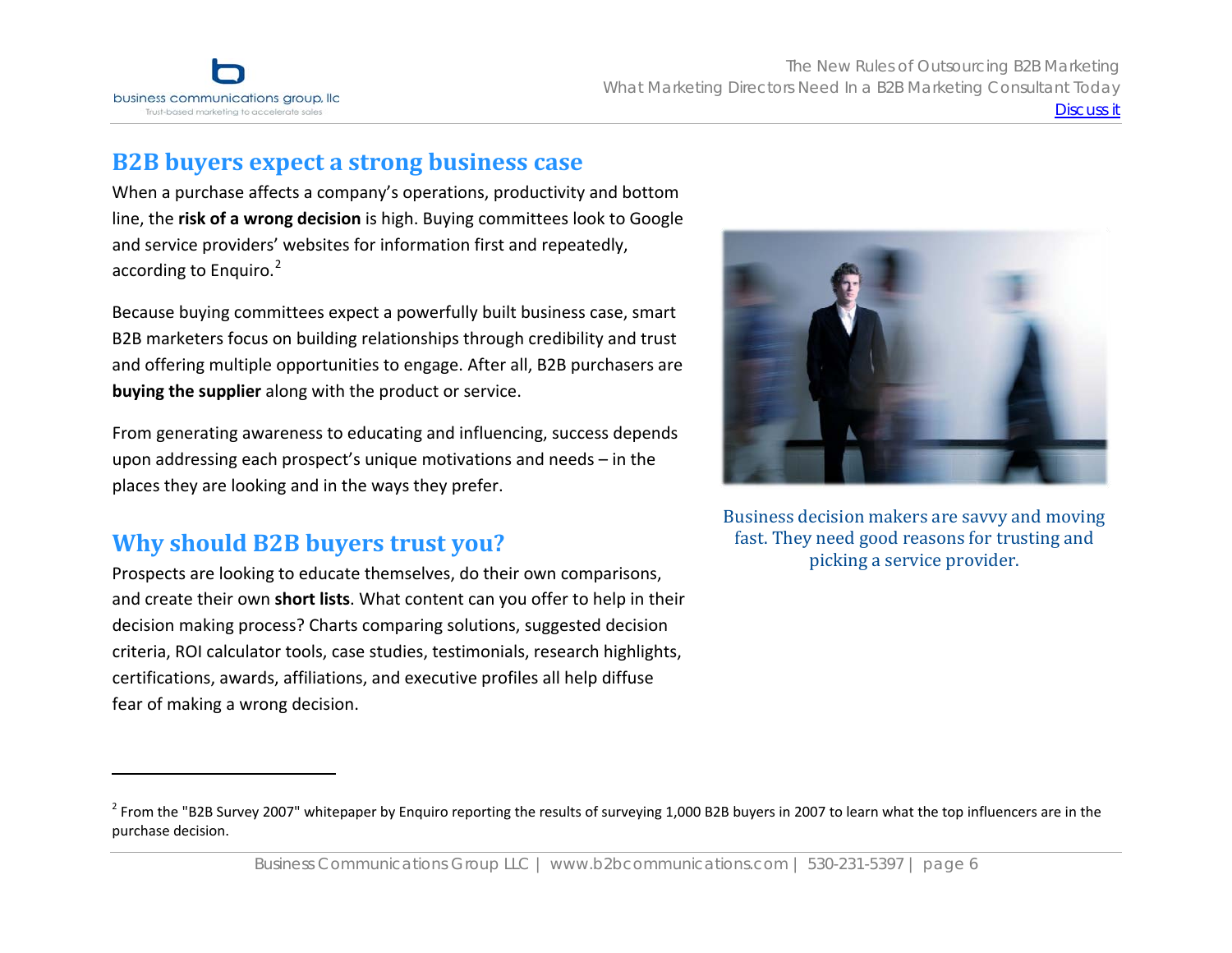## B2B buyers expect a strong business case

When a purchase affects a company's operations, productivity and bottom line, the **risk of a wrong decision** is high. Buying committees look to Google and service providers' websites for information first and repeatedly, according to Enquiro.[2]

Because buying committees expect a powerfully built business case, smart B2B marketers focus on building relationships through credibility and trust and offering multiple opportunities to engage. After all, B2B purchasers are **buying the supplier** along with the product or service.

From generating awareness to educating and influencing, success depends upon addressing each prospect's unique motivations and needs – in the places they are looking and in the ways they prefer.

Business decision makers are savvy and moving fast. They need good reasons for trusting and picking a service provider.

## Why should B2B buyers trust you?

Prospects are looking to educate themselves, do their own comparisons, and create their own **short lists**. What content can you offer to help in their decision making process? Charts comparing solutions, suggested decision criteria, ROI calculator tools, case studies, testimonials, research highlights, certifications, awards, affiliations, and executive profiles all help diffuse fear of making a wrong decision.

---

[2] From the "B2B Survey 2007" whitepaper by Enquiro reporting the results of surveying 1,000 B2B buyers in 2007 to learn what the top influencers are in the purchase decision.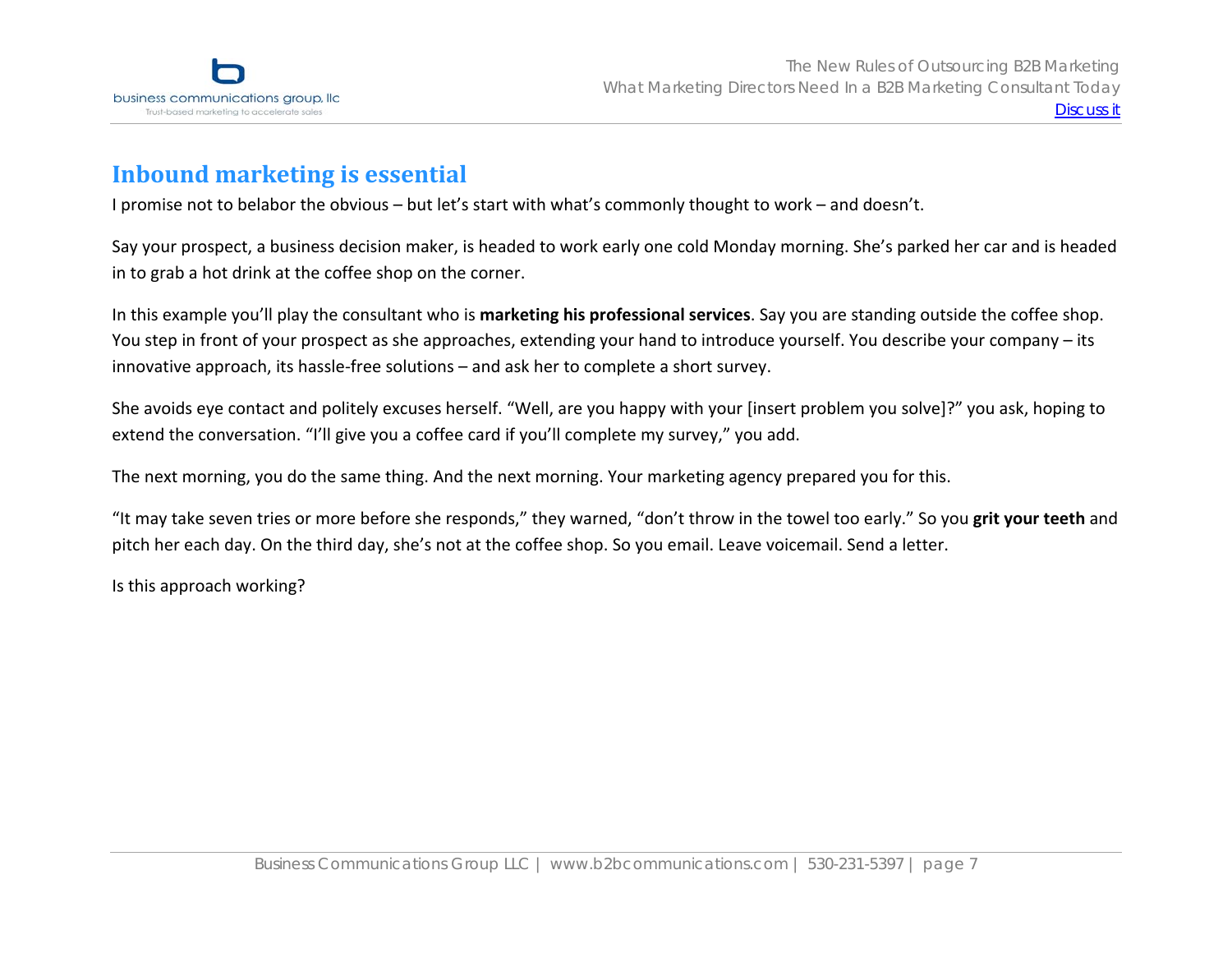## Inbound marketing is essential

I promise not to belabor the obvious – but let's start with what's commonly thought to work – and doesn't.

Say your prospect, a business decision maker, is headed to work early one cold Monday morning. She's parked her car and is headed in to grab a hot drink at the coffee shop on the corner.

In this example you'll play the consultant who is **marketing his professional services**. Say you are standing outside the coffee shop. You step in front of your prospect as she approaches, extending your hand to introduce yourself. You describe your company – its innovative approach, its hassle-free solutions – and ask her to complete a short survey.

She avoids eye contact and politely excuses herself. "Well, are you happy with your [insert problem you solve]?" you ask, hoping to extend the conversation. "I'll give you a coffee card if you'll complete my survey," you add.

The next morning, you do the same thing. And the next morning. Your marketing agency prepared you for this.

"It may take seven tries or more before she responds," they warned, "don't throw in the towel too early." So you **grit your teeth** and pitch her each day. On the third day, she's not at the coffee shop. So you email. Leave voicemail. Send a letter.

Is this approach working?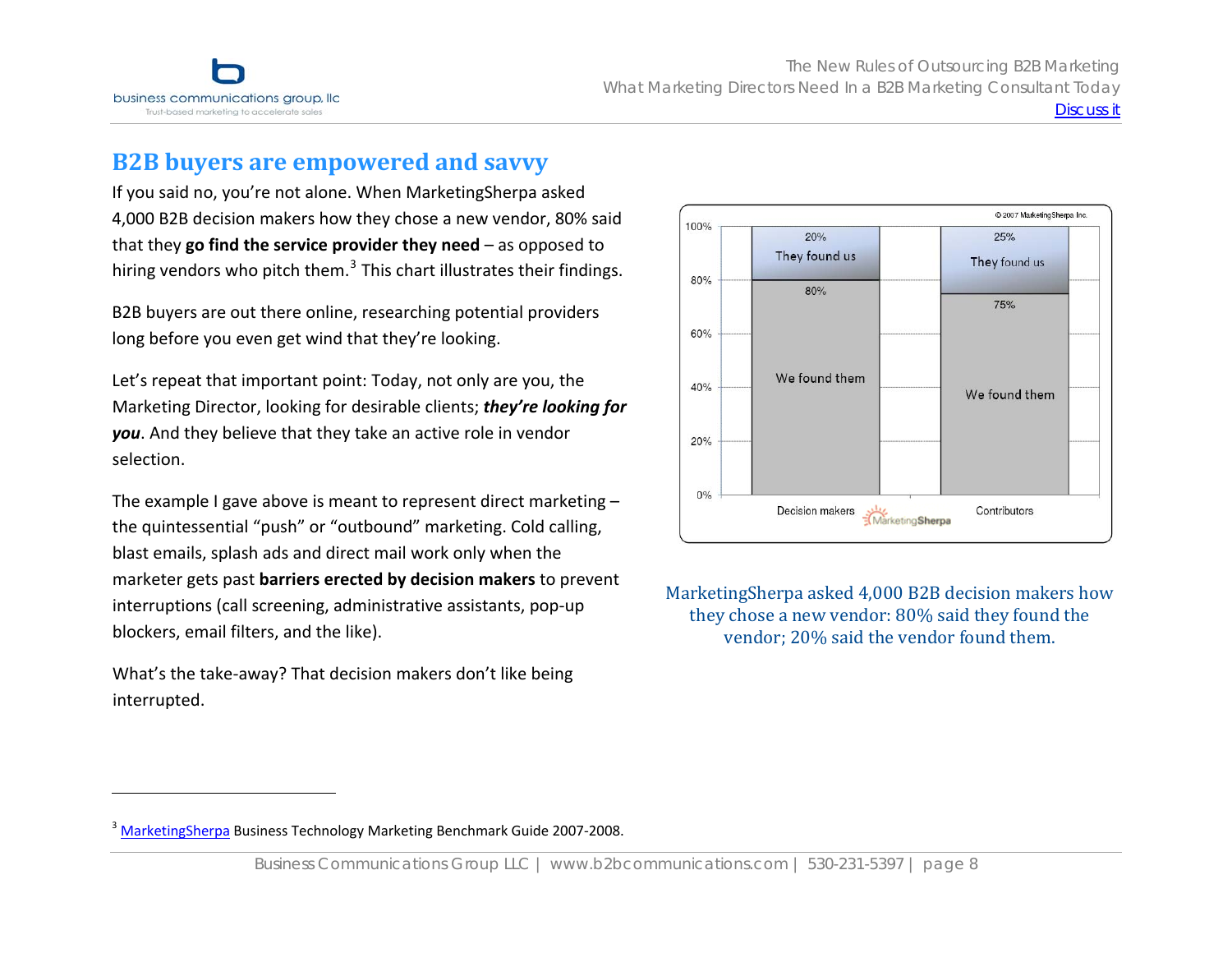## B2B buyers are empowered and savvy

If you said no, you're not alone. When MarketingSherpa asked 4,000 B2B decision makers how they chose a new vendor, 80% said that they **go find the service provider they need** – as opposed to hiring vendors who pitch them.[3] This chart illustrates their findings.

B2B buyers are out there online, researching potential providers long before you even get wind that they're looking.

Let's repeat that important point: Today, not only are you, the Marketing Director, looking for desirable clients; ***they're looking for you***. And they believe that they take an active role in vendor selection.

The example I gave above is meant to represent direct marketing – the quintessential "push" or "outbound" marketing. Cold calling, blast emails, splash ads and direct mail work only when the marketer gets past **barriers erected by decision makers** to prevent interruptions (call screening, administrative assistants, pop-up blockers, email filters, and the like).

What's the take-away? That decision makers don't like being interrupted.

| | Decision makers | Contributors |
|---|---|---|
| They found us | 20% | 25% |
| We found them | 80% | 75% |

© 2007 MarketingSherpa Inc.

MarketingSherpa asked 4,000 B2B decision makers how they chose a new vendor: 80% said they found the vendor; 20% said the vendor found them.

[3] MarketingSherpa Business Technology Marketing Benchmark Guide 2007-2008.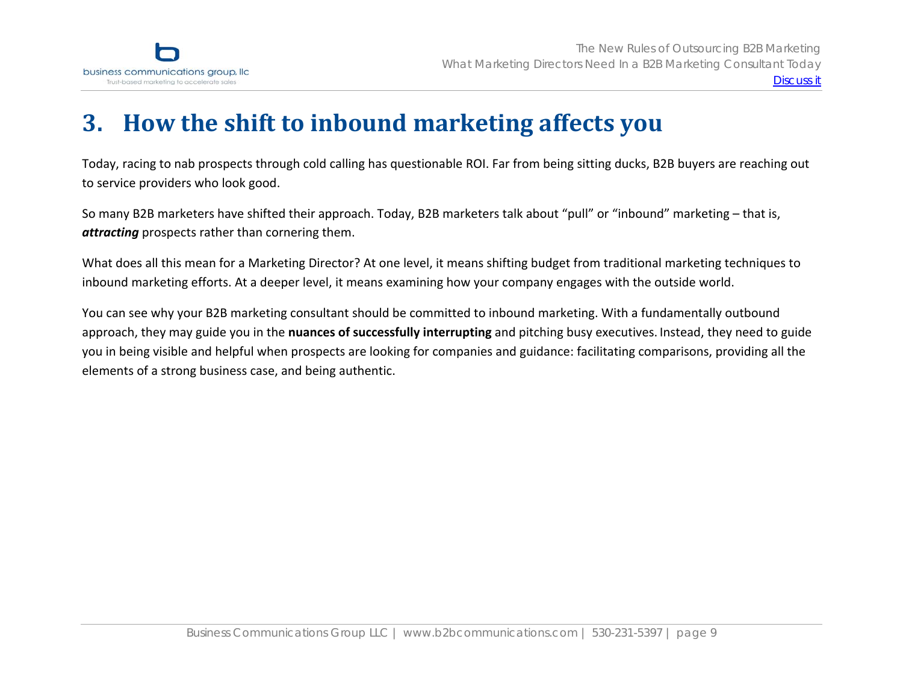# 3. How the shift to inbound marketing affects you

Today, racing to nab prospects through cold calling has questionable ROI. Far from being sitting ducks, B2B buyers are reaching out to service providers who look good.

So many B2B marketers have shifted their approach. Today, B2B marketers talk about "pull" or "inbound" marketing – that is, ***attracting*** prospects rather than cornering them.

What does all this mean for a Marketing Director? At one level, it means shifting budget from traditional marketing techniques to inbound marketing efforts. At a deeper level, it means examining how your company engages with the outside world.

You can see why your B2B marketing consultant should be committed to inbound marketing. With a fundamentally outbound approach, they may guide you in the **nuances of successfully interrupting** and pitching busy executives. Instead, they need to guide you in being visible and helpful when prospects are looking for companies and guidance: facilitating comparisons, providing all the elements of a strong business case, and being authentic.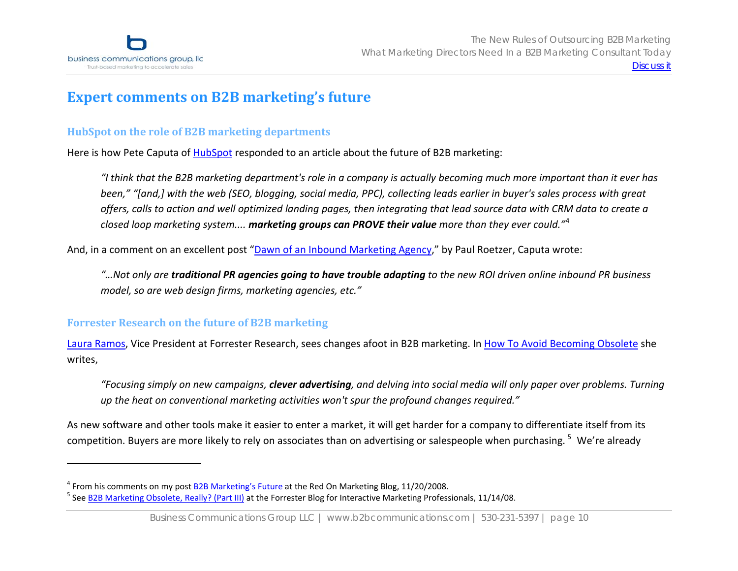## Expert comments on B2B marketing's future

### HubSpot on the role of B2B marketing departments

Here is how Pete Caputa of HubSpot responded to an article about the future of B2B marketing:

> *"I think that the B2B marketing department's role in a company is actually becoming much more important than it ever has been," "[and,] with the web (SEO, blogging, social media, PPC), collecting leads earlier in buyer's sales process with great offers, calls to action and well optimized landing pages, then integrating that lead source data with CRM data to create a closed loop marketing system.... **marketing groups can PROVE their value** more than they ever could."*[4]

And, in a comment on an excellent post "Dawn of an Inbound Marketing Agency," by Paul Roetzer, Caputa wrote:

> *"…Not only are **traditional PR agencies going to have trouble adapting** to the new ROI driven online inbound PR business model, so are web design firms, marketing agencies, etc."*

### Forrester Research on the future of B2B marketing

Laura Ramos, Vice President at Forrester Research, sees changes afoot in B2B marketing. In How To Avoid Becoming Obsolete she writes,

> *"Focusing simply on new campaigns, **clever advertising**, and delving into social media will only paper over problems. Turning up the heat on conventional marketing activities won't spur the profound changes required."*

As new software and other tools make it easier to enter a market, it will get harder for a company to differentiate itself from its competition. Buyers are more likely to rely on associates than on advertising or salespeople when purchasing. [5] We're already

---

[4] From his comments on my post B2B Marketing's Future at the Red On Marketing Blog, 11/20/2008.

[5] See B2B Marketing Obsolete, Really? (Part III) at the Forrester Blog for Interactive Marketing Professionals, 11/14/08.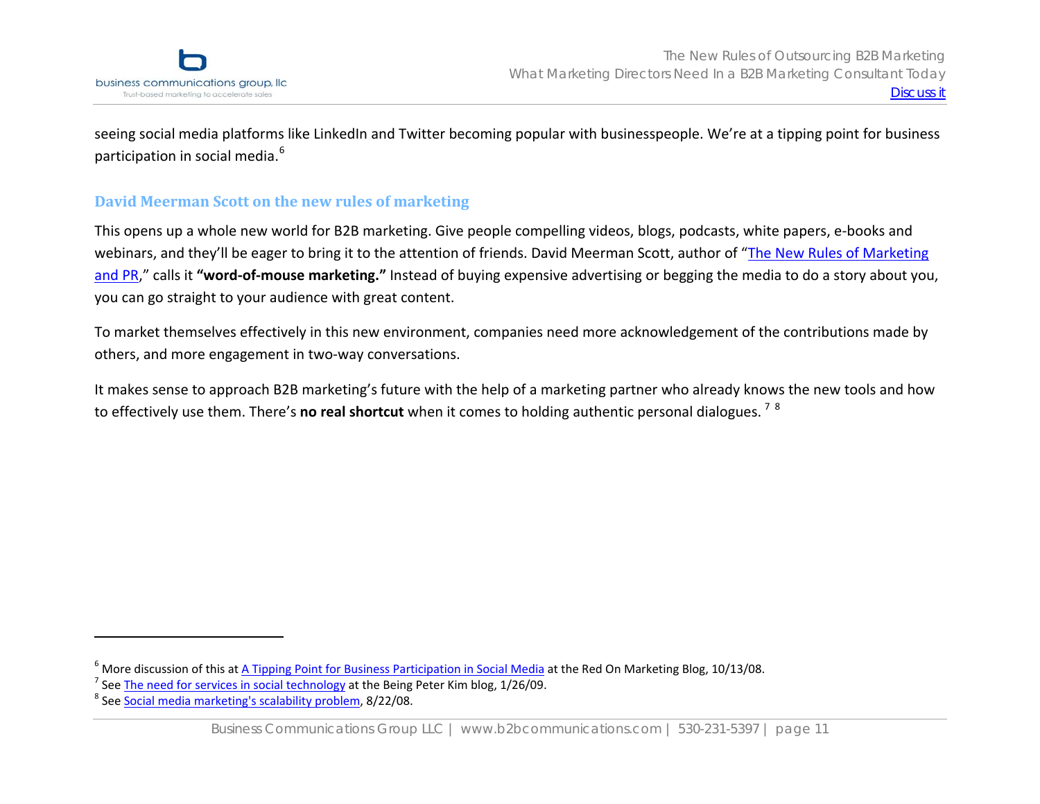seeing social media platforms like LinkedIn and Twitter becoming popular with businesspeople. We're at a tipping point for business participation in social media.[6]

## David Meerman Scott on the new rules of marketing

This opens up a whole new world for B2B marketing. Give people compelling videos, blogs, podcasts, white papers, e-books and webinars, and they'll be eager to bring it to the attention of friends. David Meerman Scott, author of "The New Rules of Marketing and PR," calls it **"word-of-mouse marketing."** Instead of buying expensive advertising or begging the media to do a story about you, you can go straight to your audience with great content.

To market themselves effectively in this new environment, companies need more acknowledgement of the contributions made by others, and more engagement in two-way conversations.

It makes sense to approach B2B marketing's future with the help of a marketing partner who already knows the new tools and how to effectively use them. There's **no real shortcut** when it comes to holding authentic personal dialogues.[7] [8]

---

[6] More discussion of this at A Tipping Point for Business Participation in Social Media at the Red On Marketing Blog, 10/13/08.

[7] See The need for services in social technology at the Being Peter Kim blog, 1/26/09.

[8] See Social media marketing's scalability problem, 8/22/08.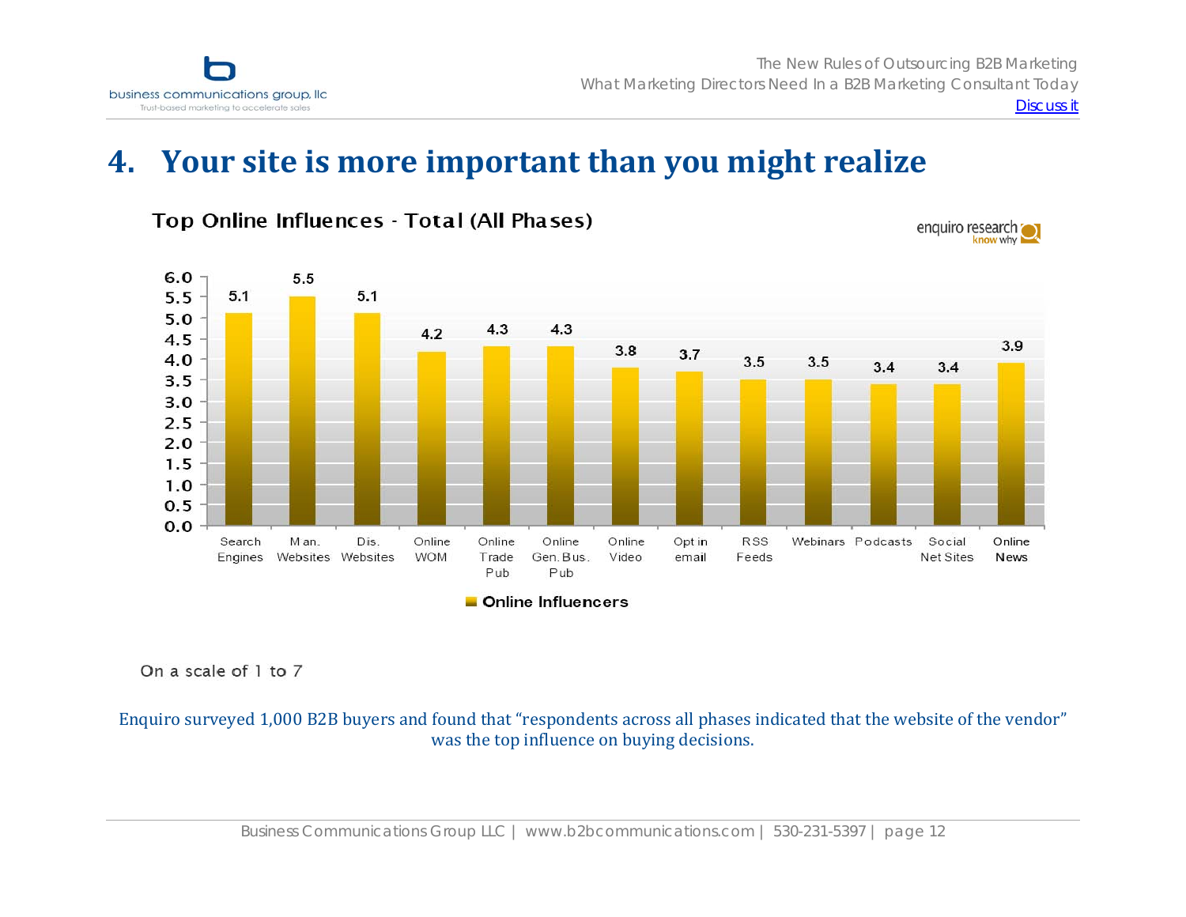# 4. Your site is more important than you might realize

**Top Online Influences - Total (All Phases)**

enquiro research know why

| Online Influencers | Value |
|---|---|
| Search Engines | 5.1 |
| Man. Websites | 5.5 |
| Dis. Websites | 5.1 |
| Online WOM | 4.2 |
| Online Trade Pub | 4.3 |
| Online Gen. Bus. Pub | 4.3 |
| Online Video | 3.8 |
| Opt in email | 3.7 |
| RSS Feeds | 3.5 |
| Webinars | 3.5 |
| Podcasts | 3.4 |
| Social Net Sites | 3.4 |
| Online News | 3.9 |

On a scale of 1 to 7

Enquiro surveyed 1,000 B2B buyers and found that "respondents across all phases indicated that the website of the vendor" was the top influence on buying decisions.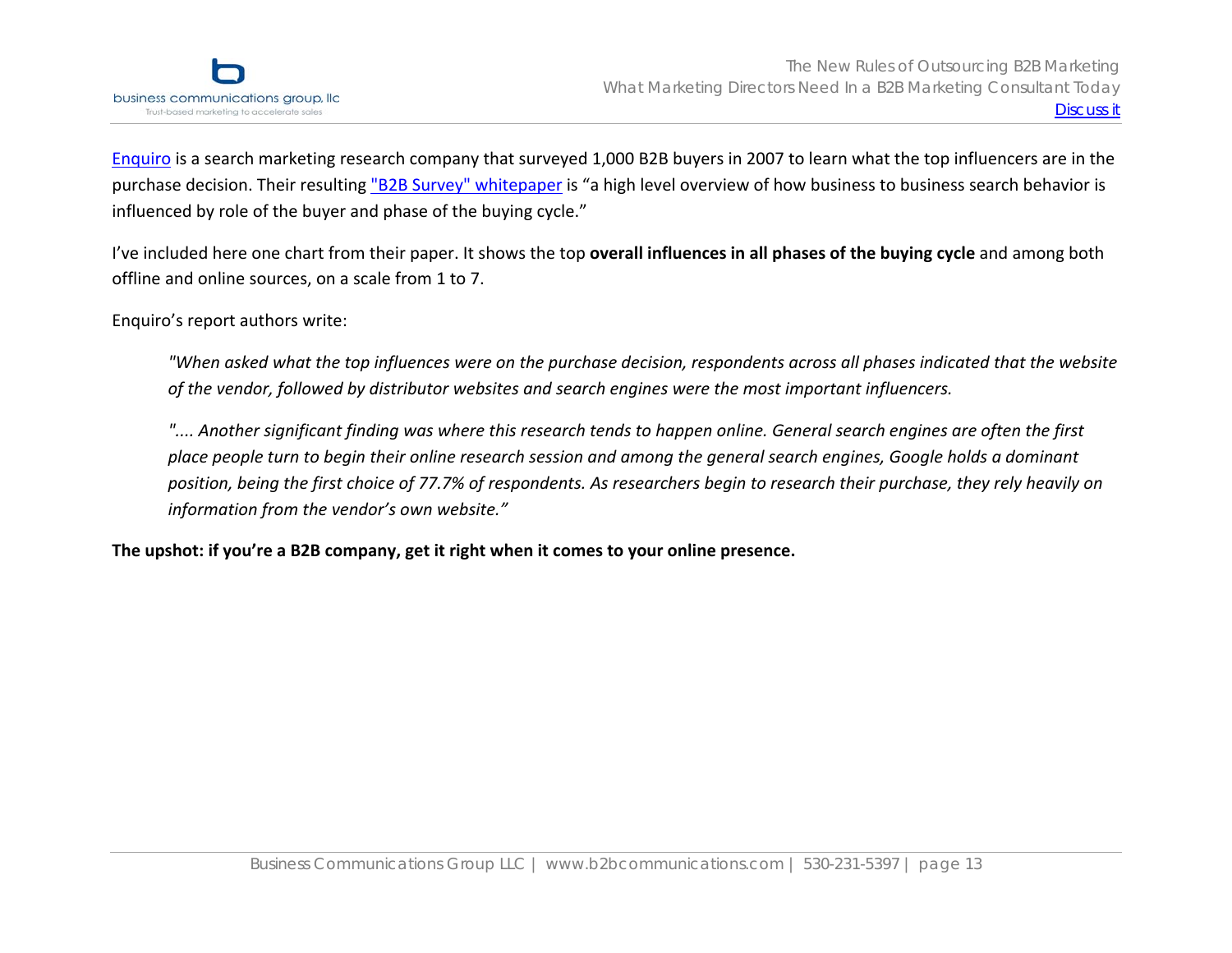Enquiro is a search marketing research company that surveyed 1,000 B2B buyers in 2007 to learn what the top influencers are in the purchase decision. Their resulting "B2B Survey" whitepaper is "a high level overview of how business to business search behavior is influenced by role of the buyer and phase of the buying cycle."

I've included here one chart from their paper. It shows the top **overall influences in all phases of the buying cycle** and among both offline and online sources, on a scale from 1 to 7.

Enquiro's report authors write:

> *"When asked what the top influences were on the purchase decision, respondents across all phases indicated that the website of the vendor, followed by distributor websites and search engines were the most important influencers.*
>
> *".... Another significant finding was where this research tends to happen online. General search engines are often the first place people turn to begin their online research session and among the general search engines, Google holds a dominant position, being the first choice of 77.7% of respondents. As researchers begin to research their purchase, they rely heavily on information from the vendor's own website."*

**The upshot: if you're a B2B company, get it right when it comes to your online presence.**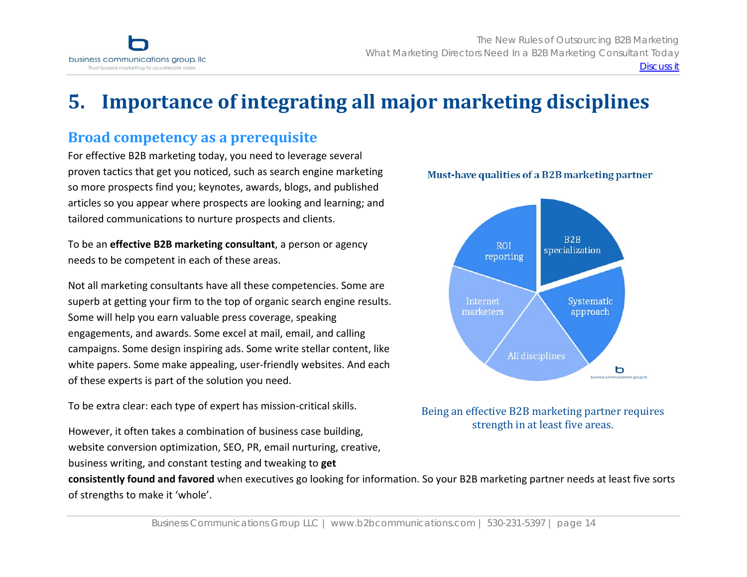# 5. Importance of integrating all major marketing disciplines

## Broad competency as a prerequisite

For effective B2B marketing today, you need to leverage several proven tactics that get you noticed, such as search engine marketing so more prospects find you; keynotes, awards, blogs, and published articles so you appear where prospects are looking and learning; and tailored communications to nurture prospects and clients.

To be an **effective B2B marketing consultant**, a person or agency needs to be competent in each of these areas.

Not all marketing consultants have all these competencies. Some are superb at getting your firm to the top of organic search engine results. Some will help you earn valuable press coverage, speaking engagements, and awards. Some excel at mail, email, and calling campaigns. Some design inspiring ads. Some write stellar content, like white papers. Some make appealing, user-friendly websites. And each of these experts is part of the solution you need.

To be extra clear: each type of expert has mission-critical skills.

However, it often takes a combination of business case building, website conversion optimization, SEO, PR, email nurturing, creative, business writing, and constant testing and tweaking to **get consistently found and favored** when executives go looking for information. So your B2B marketing partner needs at least five sorts of strengths to make it 'whole'.

**Must-have qualities of a B2B marketing partner**

- B2B specialization
- Systematic approach
- All disciplines
- Internet marketers
- ROI reporting

Being an effective B2B marketing partner requires strength in at least five areas.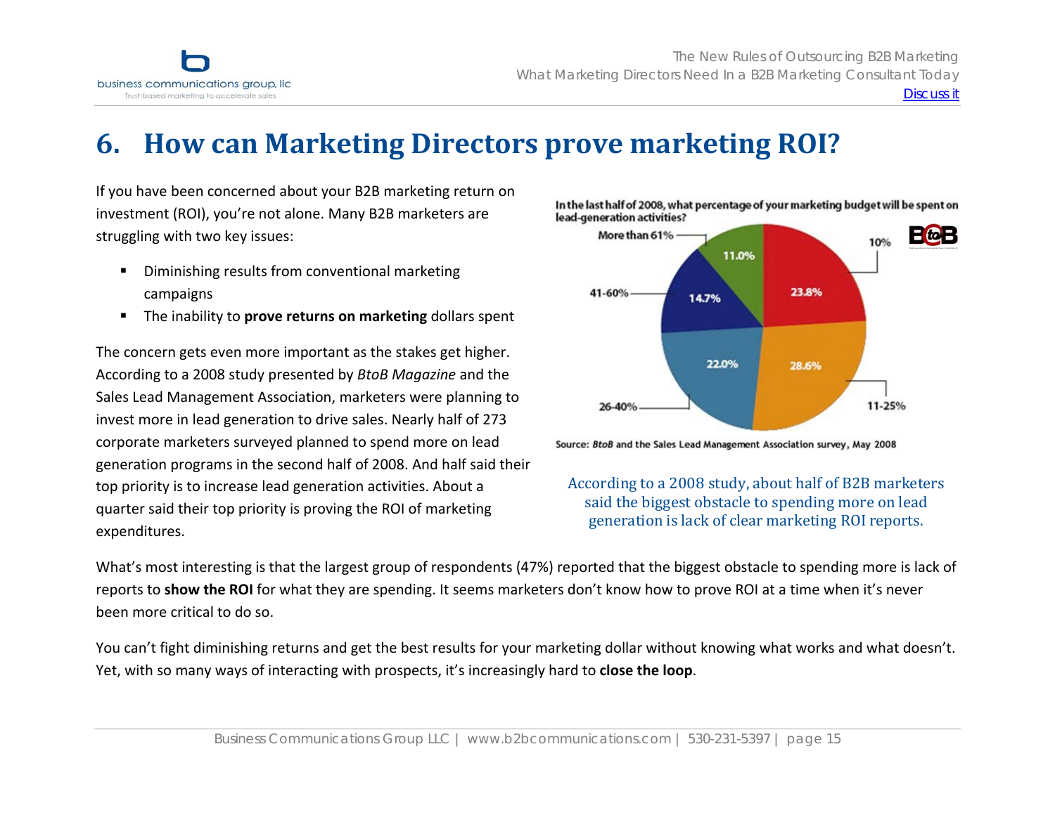# 6. How can Marketing Directors prove marketing ROI?

If you have been concerned about your B2B marketing return on investment (ROI), you're not alone. Many B2B marketers are struggling with two key issues:

- Diminishing results from conventional marketing campaigns
- The inability to **prove returns on marketing** dollars spent

The concern gets even more important as the stakes get higher. According to a 2008 study presented by *BtoB Magazine* and the Sales Lead Management Association, marketers were planning to invest more in lead generation to drive sales. Nearly half of 273 corporate marketers surveyed planned to spend more on lead generation programs in the second half of 2008. And half said their top priority is to increase lead generation activities. About a quarter said their top priority is proving the ROI of marketing expenditures.

**In the last half of 2008, what percentage of your marketing budget will be spent on lead-generation activities?**

| Percentage of budget | Share of respondents |
|---|---|
| 10% | 23.8% |
| 11-25% | 28.6% |
| 26-40% | 22.0% |
| 41-60% | 14.7% |
| More than 61% | 11.0% |

Source: *BtoB* and the Sales Lead Management Association survey, May 2008

According to a 2008 study, about half of B2B marketers said the biggest obstacle to spending more on lead generation is lack of clear marketing ROI reports.

What's most interesting is that the largest group of respondents (47%) reported that the biggest obstacle to spending more is lack of reports to **show the ROI** for what they are spending. It seems marketers don't know how to prove ROI at a time when it's never been more critical to do so.

You can't fight diminishing returns and get the best results for your marketing dollar without knowing what works and what doesn't. Yet, with so many ways of interacting with prospects, it's increasingly hard to **close the loop**.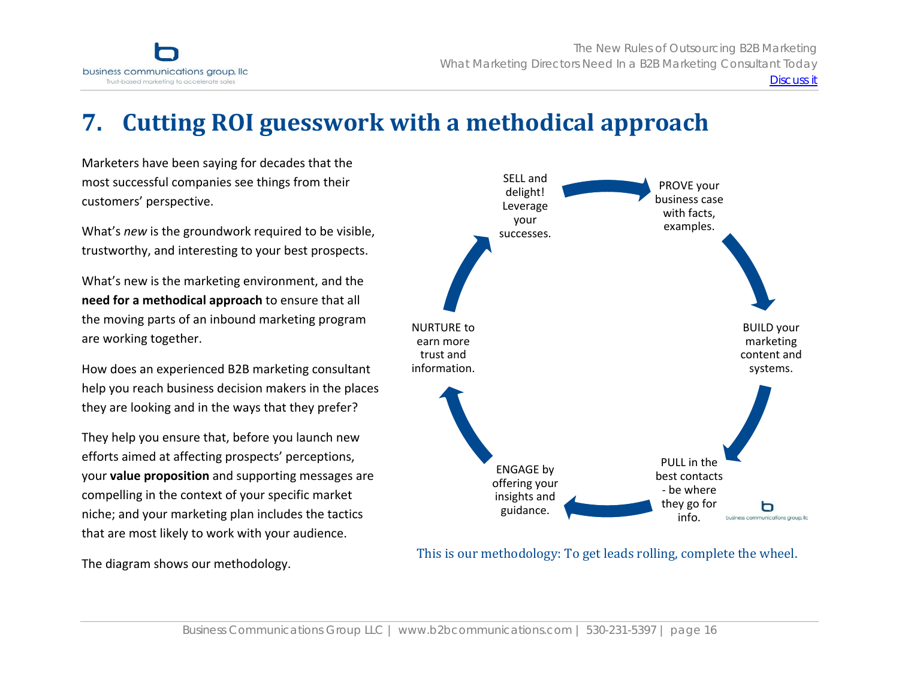# 7. Cutting ROI guesswork with a methodical approach

Marketers have been saying for decades that the most successful companies see things from their customers' perspective.

What's *new* is the groundwork required to be visible, trustworthy, and interesting to your best prospects.

What's new is the marketing environment, and the **need for a methodical approach** to ensure that all the moving parts of an inbound marketing program are working together.

How does an experienced B2B marketing consultant help you reach business decision makers in the places they are looking and in the ways that they prefer?

They help you ensure that, before you launch new efforts aimed at affecting prospects' perceptions, your **value proposition** and supporting messages are compelling in the context of your specific market niche; and your marketing plan includes the tactics that are most likely to work with your audience.

The diagram shows our methodology.

SELL and delight! Leverage your successes.

PROVE your business case with facts, examples.

BUILD your marketing content and systems.

PULL in the best contacts - be where they go for info.

ENGAGE by offering your insights and guidance.

NURTURE to earn more trust and information.

This is our methodology: To get leads rolling, complete the wheel.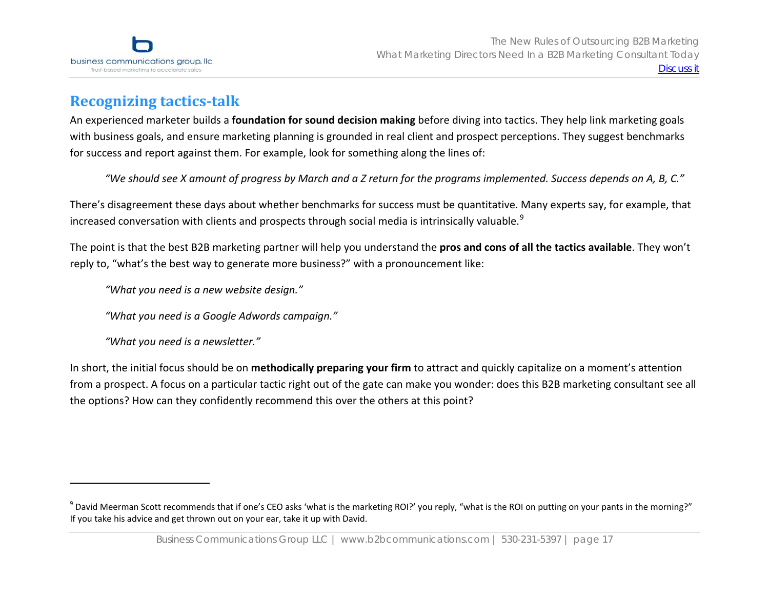## Recognizing tactics-talk

An experienced marketer builds a **foundation for sound decision making** before diving into tactics. They help link marketing goals with business goals, and ensure marketing planning is grounded in real client and prospect perceptions. They suggest benchmarks for success and report against them. For example, look for something along the lines of:

> *"We should see X amount of progress by March and a Z return for the programs implemented. Success depends on A, B, C."*

There's disagreement these days about whether benchmarks for success must be quantitative. Many experts say, for example, that increased conversation with clients and prospects through social media is intrinsically valuable.[9]

The point is that the best B2B marketing partner will help you understand the **pros and cons of all the tactics available**. They won't reply to, "what's the best way to generate more business?" with a pronouncement like:

> *"What you need is a new website design."*
>
> *"What you need is a Google Adwords campaign."*
>
> *"What you need is a newsletter."*

In short, the initial focus should be on **methodically preparing your firm** to attract and quickly capitalize on a moment's attention from a prospect. A focus on a particular tactic right out of the gate can make you wonder: does this B2B marketing consultant see all the options? How can they confidently recommend this over the others at this point?

---

[9] David Meerman Scott recommends that if one's CEO asks 'what is the marketing ROI?' you reply, "what is the ROI on putting on your pants in the morning?" If you take his advice and get thrown out on your ear, take it up with David.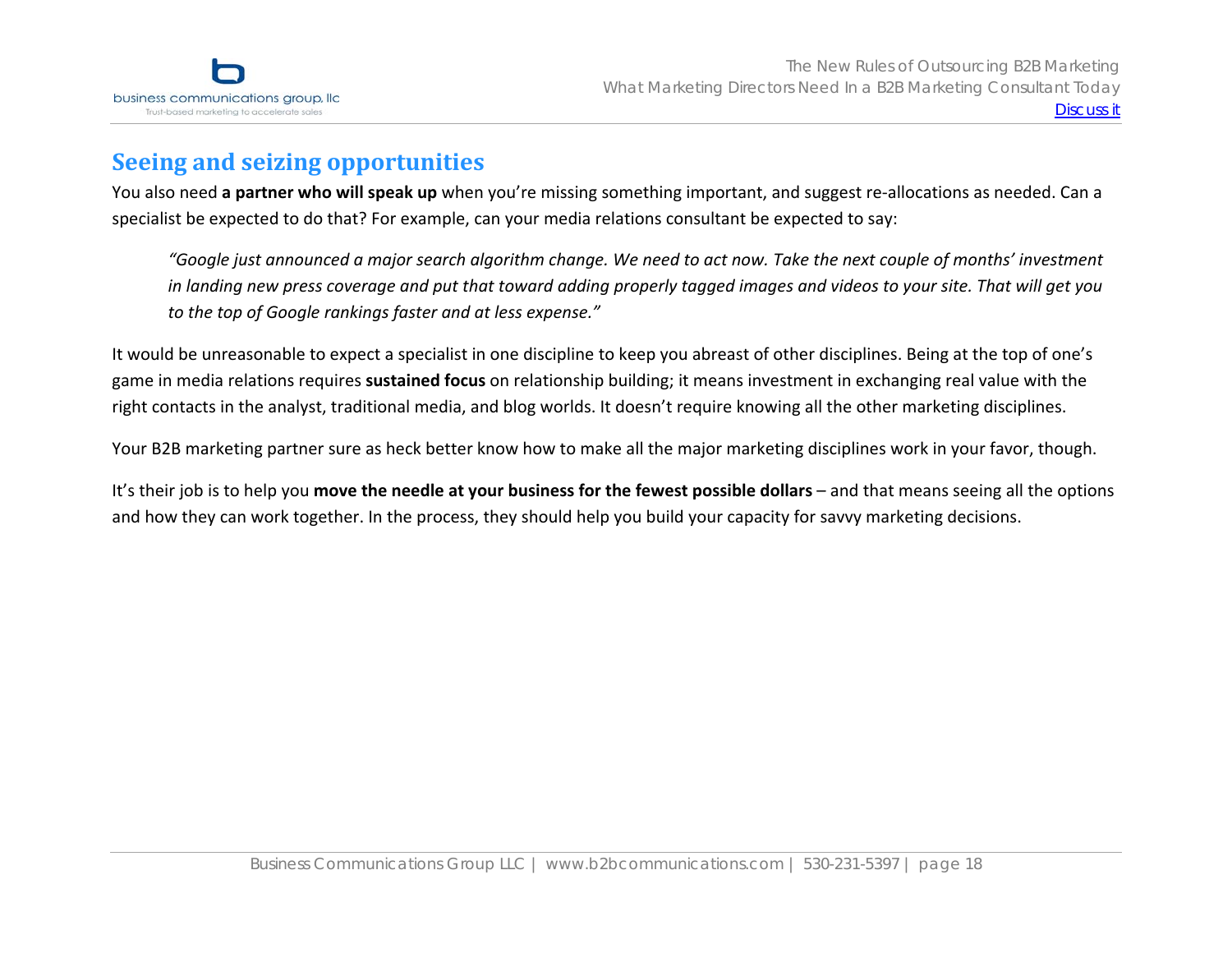## Seeing and seizing opportunities

You also need **a partner who will speak up** when you're missing something important, and suggest re-allocations as needed. Can a specialist be expected to do that? For example, can your media relations consultant be expected to say:

> *"Google just announced a major search algorithm change. We need to act now. Take the next couple of months' investment in landing new press coverage and put that toward adding properly tagged images and videos to your site. That will get you to the top of Google rankings faster and at less expense."*

It would be unreasonable to expect a specialist in one discipline to keep you abreast of other disciplines. Being at the top of one's game in media relations requires **sustained focus** on relationship building; it means investment in exchanging real value with the right contacts in the analyst, traditional media, and blog worlds. It doesn't require knowing all the other marketing disciplines.

Your B2B marketing partner sure as heck better know how to make all the major marketing disciplines work in your favor, though.

It's their job is to help you **move the needle at your business for the fewest possible dollars** – and that means seeing all the options and how they can work together. In the process, they should help you build your capacity for savvy marketing decisions.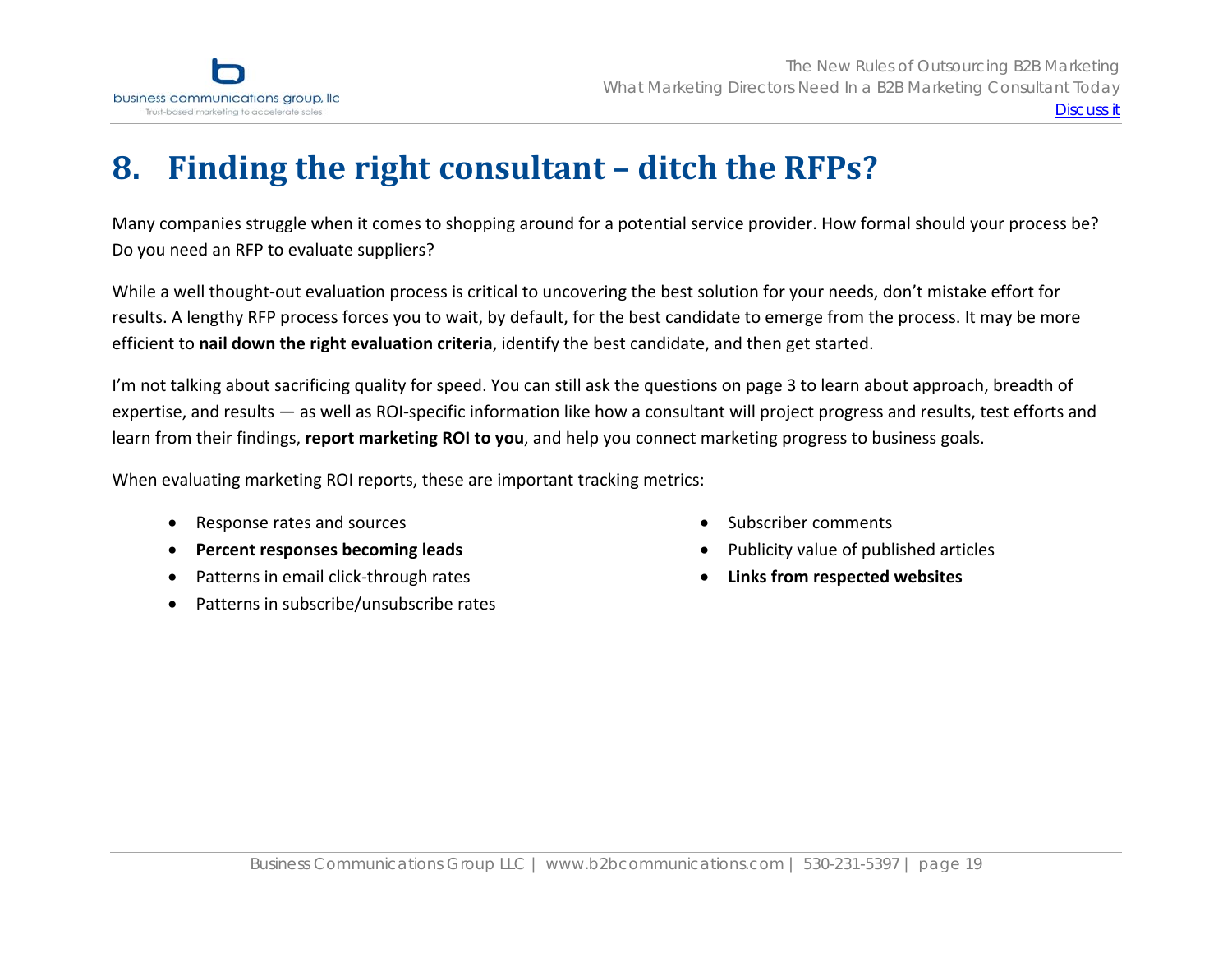# 8. Finding the right consultant – ditch the RFPs?

Many companies struggle when it comes to shopping around for a potential service provider. How formal should your process be? Do you need an RFP to evaluate suppliers?

While a well thought-out evaluation process is critical to uncovering the best solution for your needs, don't mistake effort for results. A lengthy RFP process forces you to wait, by default, for the best candidate to emerge from the process. It may be more efficient to **nail down the right evaluation criteria**, identify the best candidate, and then get started.

I'm not talking about sacrificing quality for speed. You can still ask the questions on page 3 to learn about approach, breadth of expertise, and results — as well as ROI-specific information like how a consultant will project progress and results, test efforts and learn from their findings, **report marketing ROI to you**, and help you connect marketing progress to business goals.

When evaluating marketing ROI reports, these are important tracking metrics:

- Response rates and sources
- **Percent responses becoming leads**
- Patterns in email click-through rates
- Patterns in subscribe/unsubscribe rates
- Subscriber comments
- Publicity value of published articles
- **Links from respected websites**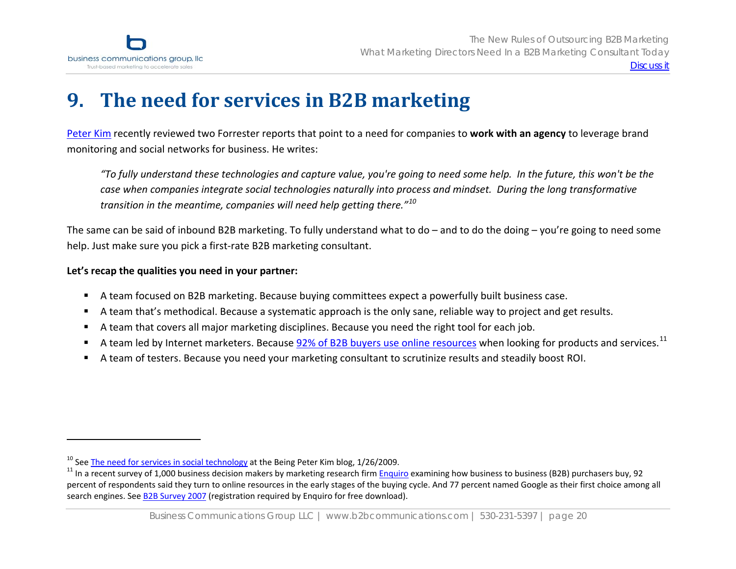# 9. The need for services in B2B marketing

Peter Kim recently reviewed two Forrester reports that point to a need for companies to **work with an agency** to leverage brand monitoring and social networks for business. He writes:

> *"To fully understand these technologies and capture value, you're going to need some help. In the future, this won't be the case when companies integrate social technologies naturally into process and mindset. During the long transformative transition in the meantime, companies will need help getting there."*[10]

The same can be said of inbound B2B marketing. To fully understand what to do – and to do the doing – you're going to need some help. Just make sure you pick a first-rate B2B marketing consultant.

**Let's recap the qualities you need in your partner:**

- A team focused on B2B marketing. Because buying committees expect a powerfully built business case.
- A team that's methodical. Because a systematic approach is the only sane, reliable way to project and get results.
- A team that covers all major marketing disciplines. Because you need the right tool for each job.
- A team led by Internet marketers. Because 92% of B2B buyers use online resources when looking for products and services.[11]
- A team of testers. Because you need your marketing consultant to scrutinize results and steadily boost ROI.

---

[10] See The need for services in social technology at the Being Peter Kim blog, 1/26/2009.

[11] In a recent survey of 1,000 business decision makers by marketing research firm Enquiro examining how business to business (B2B) purchasers buy, 92 percent of respondents said they turn to online resources in the early stages of the buying cycle. And 77 percent named Google as their first choice among all search engines. See B2B Survey 2007 (registration required by Enquiro for free download).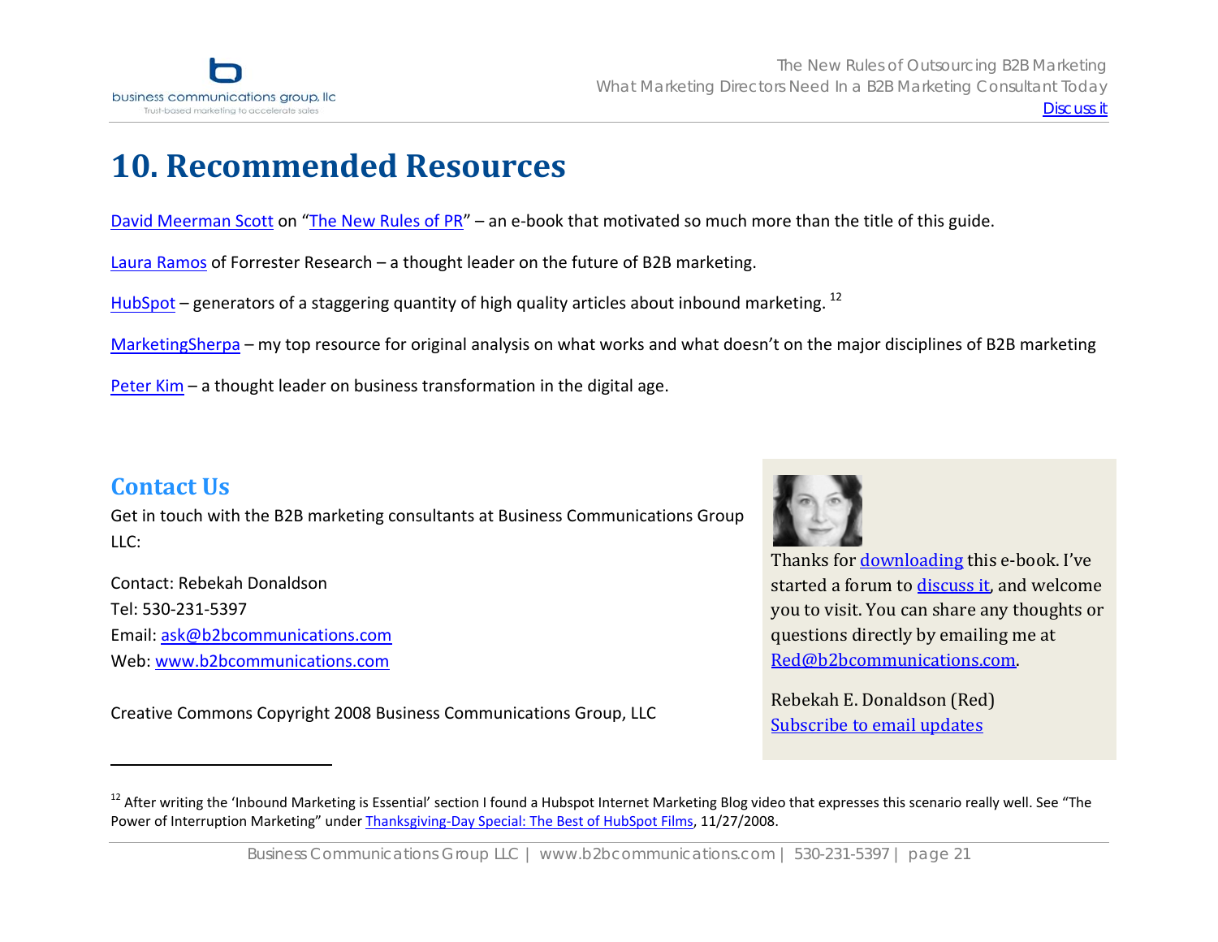# 10. Recommended Resources

David Meerman Scott on "The New Rules of PR" – an e-book that motivated so much more than the title of this guide.

Laura Ramos of Forrester Research – a thought leader on the future of B2B marketing.

HubSpot – generators of a staggering quantity of high quality articles about inbound marketing. [12]

MarketingSherpa – my top resource for original analysis on what works and what doesn't on the major disciplines of B2B marketing

Peter Kim – a thought leader on business transformation in the digital age.

## Contact Us

Get in touch with the B2B marketing consultants at Business Communications Group LLC:

Contact: Rebekah Donaldson
Tel: 530-231-5397
Email: ask@b2bcommunications.com
Web: www.b2bcommunications.com

Creative Commons Copyright 2008 Business Communications Group, LLC

Thanks for downloading this e-book. I've started a forum to discuss it, and welcome you to visit. You can share any thoughts or questions directly by emailing me at Red@b2bcommunications.com.

Rebekah E. Donaldson (Red)
Subscribe to email updates

---

[12] After writing the 'Inbound Marketing is Essential' section I found a Hubspot Internet Marketing Blog video that expresses this scenario really well. See "The Power of Interruption Marketing" under Thanksgiving-Day Special: The Best of HubSpot Films, 11/27/2008.